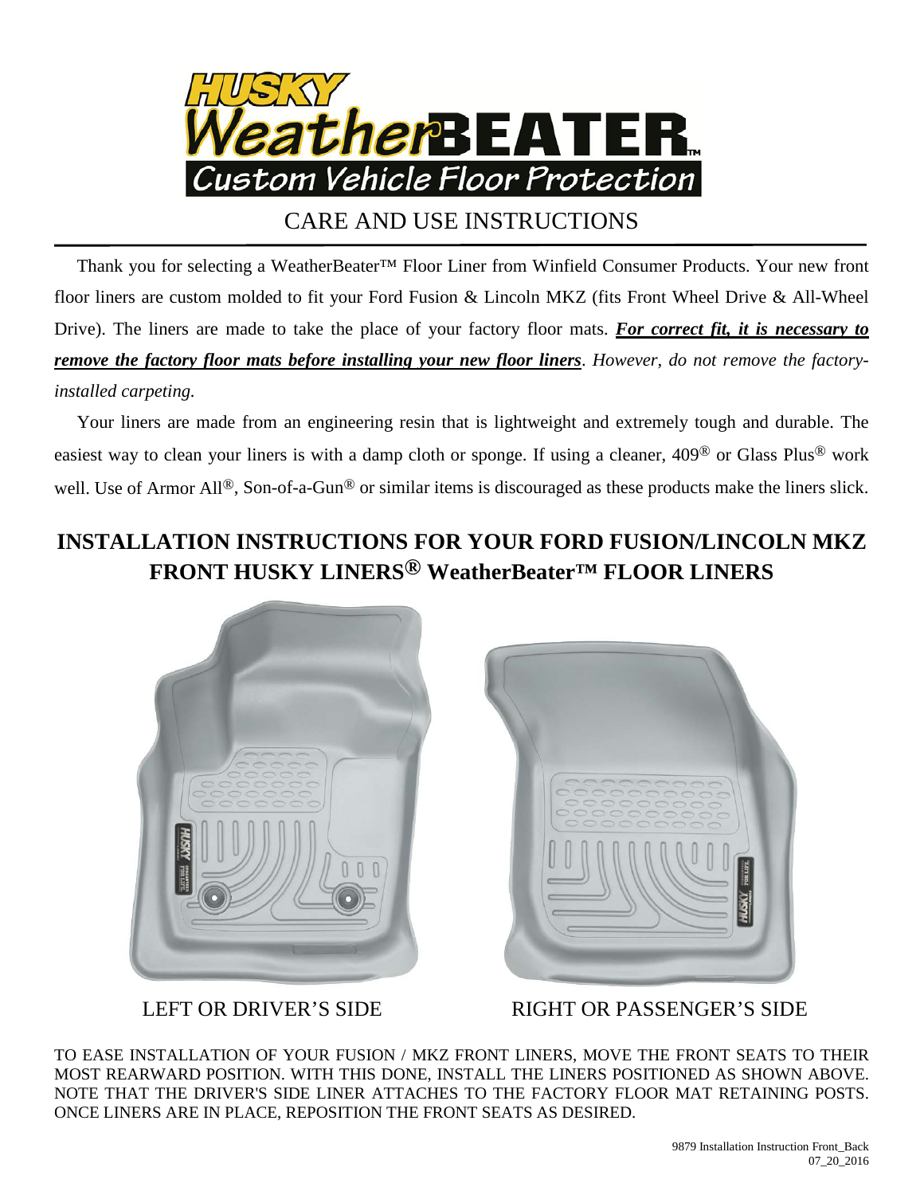# HUSKY WeatherBEATER™

**Custom Vehicle Floor Protection**

## CARE AND USE INSTRUCTIONS

Thank you for selecting a WeatherBeater™ Floor Liner from Winfield Consumer Products. Your new front floor liners are custom molded to fit your Ford Fusion & Lincoln MKZ (fits Front Wheel Drive & All-Wheel Drive). The liners are made to take the place of your factory floor mats. ***For correct fit, it is necessary to remove the factory floor mats before installing your new floor liners***. *However, do not remove the factory-installed carpeting.*

Your liners are made from an engineering resin that is lightweight and extremely tough and durable. The easiest way to clean your liners is with a damp cloth or sponge. If using a cleaner, 409® or Glass Plus® work well. Use of Armor All®, Son-of-a-Gun® or similar items is discouraged as these products make the liners slick.

## INSTALLATION INSTRUCTIONS FOR YOUR FORD FUSION/LINCOLN MKZ FRONT HUSKY LINERS® WeatherBeater™ FLOOR LINERS

LEFT OR DRIVER'S SIDE

RIGHT OR PASSENGER'S SIDE

TO EASE INSTALLATION OF YOUR FUSION / MKZ FRONT LINERS, MOVE THE FRONT SEATS TO THEIR MOST REARWARD POSITION. WITH THIS DONE, INSTALL THE LINERS POSITIONED AS SHOWN ABOVE. NOTE THAT THE DRIVER'S SIDE LINER ATTACHES TO THE FACTORY FLOOR MAT RETAINING POSTS. ONCE LINERS ARE IN PLACE, REPOSITION THE FRONT SEATS AS DESIRED.

9879 Installation Instruction Front_Back
07_20_2016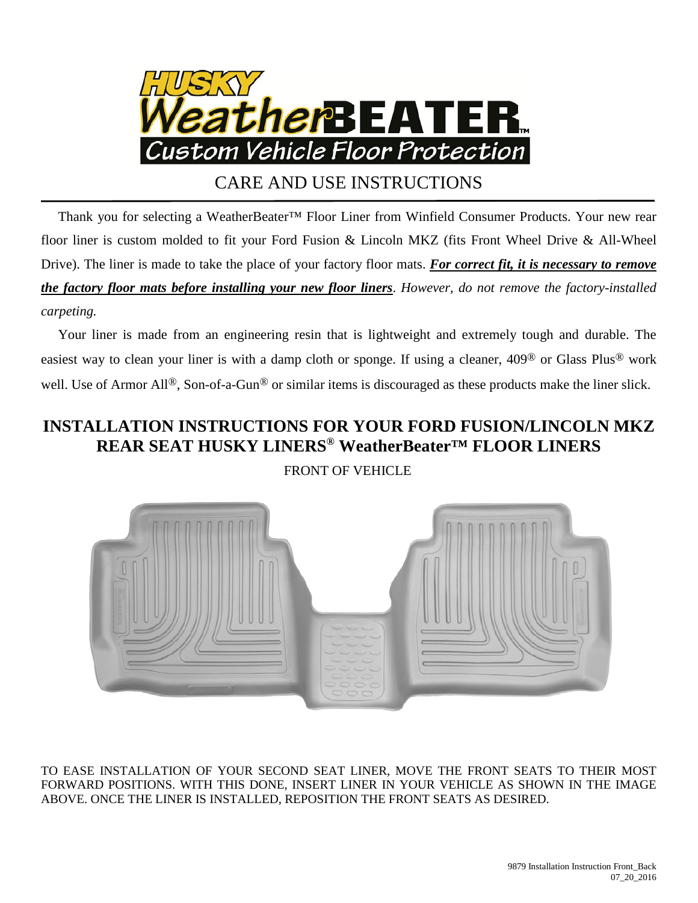# HUSKY WeatherBEATER™

## Custom Vehicle Floor Protection

CARE AND USE INSTRUCTIONS

Thank you for selecting a WeatherBeater™ Floor Liner from Winfield Consumer Products. Your new rear floor liner is custom molded to fit your Ford Fusion & Lincoln MKZ (fits Front Wheel Drive & All-Wheel Drive). The liner is made to take the place of your factory floor mats. ***For correct fit, it is necessary to remove the factory floor mats before installing your new floor liners***. *However, do not remove the factory-installed carpeting.*

Your liner is made from an engineering resin that is lightweight and extremely tough and durable. The easiest way to clean your liner is with a damp cloth or sponge. If using a cleaner, 409® or Glass Plus® work well. Use of Armor All®, Son-of-a-Gun® or similar items is discouraged as these products make the liner slick.

## INSTALLATION INSTRUCTIONS FOR YOUR FORD FUSION/LINCOLN MKZ REAR SEAT HUSKY LINERS® WeatherBeater™ FLOOR LINERS

FRONT OF VEHICLE

TO EASE INSTALLATION OF YOUR SECOND SEAT LINER, MOVE THE FRONT SEATS TO THEIR MOST FORWARD POSITIONS. WITH THIS DONE, INSERT LINER IN YOUR VEHICLE AS SHOWN IN THE IMAGE ABOVE. ONCE THE LINER IS INSTALLED, REPOSITION THE FRONT SEATS AS DESIRED.

9879 Installation Instruction Front_Back
07_20_2016